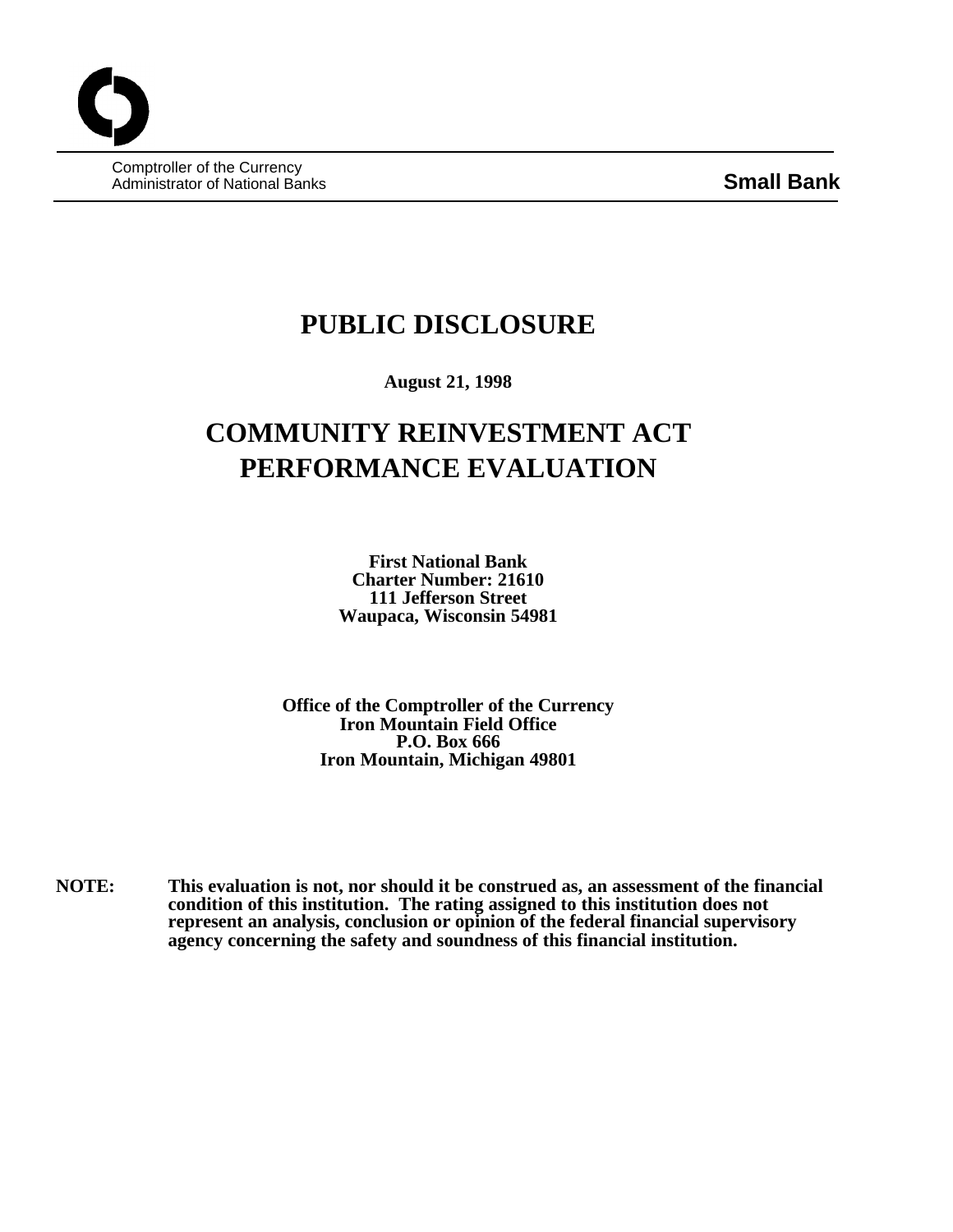Comptroller of the Currency
Administrator of National Banks

**Small Bank**

# PUBLIC DISCLOSURE

**August 21, 1998**

# COMMUNITY REINVESTMENT ACT PERFORMANCE EVALUATION

**First National Bank**
**Charter Number: 21610**
**111 Jefferson Street**
**Waupaca, Wisconsin 54981**

**Office of the Comptroller of the Currency**
**Iron Mountain Field Office**
**P.O. Box 666**
**Iron Mountain, Michigan 49801**

**NOTE: This evaluation is not, nor should it be construed as, an assessment of the financial condition of this institution. The rating assigned to this institution does not represent an analysis, conclusion or opinion of the federal financial supervisory agency concerning the safety and soundness of this financial institution.**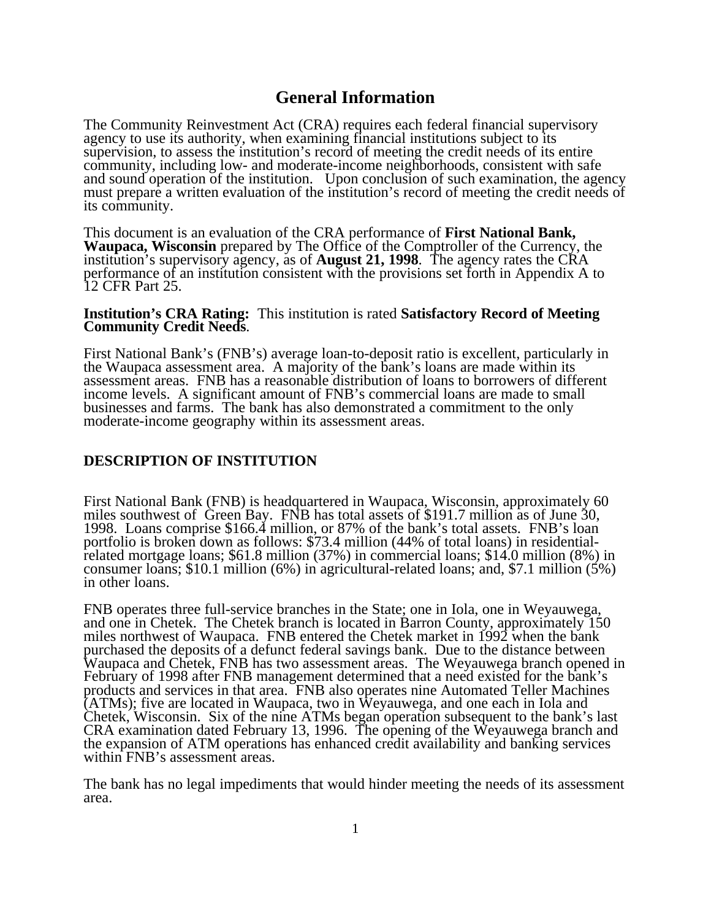# General Information

The Community Reinvestment Act (CRA) requires each federal financial supervisory agency to use its authority, when examining financial institutions subject to its supervision, to assess the institution's record of meeting the credit needs of its entire community, including low- and moderate-income neighborhoods, consistent with safe and sound operation of the institution. Upon conclusion of such examination, the agency must prepare a written evaluation of the institution's record of meeting the credit needs of its community.

This document is an evaluation of the CRA performance of **First National Bank, Waupaca, Wisconsin** prepared by The Office of the Comptroller of the Currency, the institution's supervisory agency, as of **August 21, 1998**. The agency rates the CRA performance of an institution consistent with the provisions set forth in Appendix A to 12 CFR Part 25.

**Institution's CRA Rating:** This institution is rated **Satisfactory Record of Meeting Community Credit Needs**.

First National Bank's (FNB's) average loan-to-deposit ratio is excellent, particularly in the Waupaca assessment area. A majority of the bank's loans are made within its assessment areas. FNB has a reasonable distribution of loans to borrowers of different income levels. A significant amount of FNB's commercial loans are made to small businesses and farms. The bank has also demonstrated a commitment to the only moderate-income geography within its assessment areas.

## DESCRIPTION OF INSTITUTION

First National Bank (FNB) is headquartered in Waupaca, Wisconsin, approximately 60 miles southwest of Green Bay. FNB has total assets of $191.7 million as of June 30, 1998. Loans comprise $166.4 million, or 87% of the bank's total assets. FNB's loan portfolio is broken down as follows: $73.4 million (44% of total loans) in residential-related mortgage loans; $61.8 million (37%) in commercial loans; $14.0 million (8%) in consumer loans; $10.1 million (6%) in agricultural-related loans; and, $7.1 million (5%) in other loans.

FNB operates three full-service branches in the State; one in Iola, one in Weyauwega, and one in Chetek. The Chetek branch is located in Barron County, approximately 150 miles northwest of Waupaca. FNB entered the Chetek market in 1992 when the bank purchased the deposits of a defunct federal savings bank. Due to the distance between Waupaca and Chetek, FNB has two assessment areas. The Weyauwega branch opened in February of 1998 after FNB management determined that a need existed for the bank's products and services in that area. FNB also operates nine Automated Teller Machines (ATMs); five are located in Waupaca, two in Weyauwega, and one each in Iola and Chetek, Wisconsin. Six of the nine ATMs began operation subsequent to the bank's last CRA examination dated February 13, 1996. The opening of the Weyauwega branch and the expansion of ATM operations has enhanced credit availability and banking services within FNB's assessment areas.

The bank has no legal impediments that would hinder meeting the needs of its assessment area.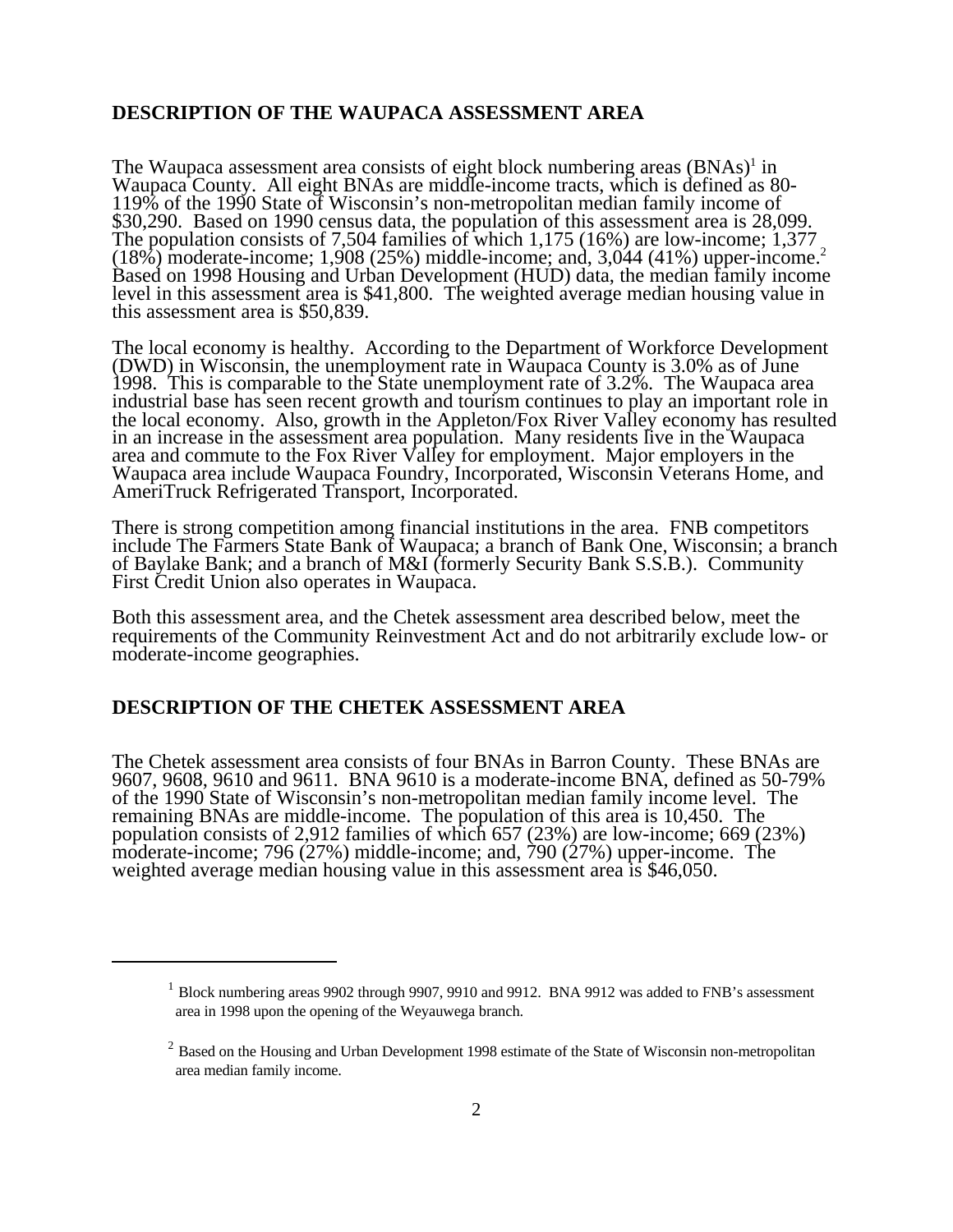## DESCRIPTION OF THE WAUPACA ASSESSMENT AREA

The Waupaca assessment area consists of eight block numbering areas (BNAs)[1] in Waupaca County. All eight BNAs are middle-income tracts, which is defined as 80-119% of the 1990 State of Wisconsin's non-metropolitan median family income of $30,290. Based on 1990 census data, the population of this assessment area is 28,099. The population consists of 7,504 families of which 1,175 (16%) are low-income; 1,377 (18%) moderate-income; 1,908 (25%) middle-income; and, 3,044 (41%) upper-income.[2] Based on 1998 Housing and Urban Development (HUD) data, the median family income level in this assessment area is $41,800. The weighted average median housing value in this assessment area is $50,839.

The local economy is healthy. According to the Department of Workforce Development (DWD) in Wisconsin, the unemployment rate in Waupaca County is 3.0% as of June 1998. This is comparable to the State unemployment rate of 3.2%. The Waupaca area industrial base has seen recent growth and tourism continues to play an important role in the local economy. Also, growth in the Appleton/Fox River Valley economy has resulted in an increase in the assessment area population. Many residents live in the Waupaca area and commute to the Fox River Valley for employment. Major employers in the Waupaca area include Waupaca Foundry, Incorporated, Wisconsin Veterans Home, and AmeriTruck Refrigerated Transport, Incorporated.

There is strong competition among financial institutions in the area. FNB competitors include The Farmers State Bank of Waupaca; a branch of Bank One, Wisconsin; a branch of Baylake Bank; and a branch of M&I (formerly Security Bank S.S.B.). Community First Credit Union also operates in Waupaca.

Both this assessment area, and the Chetek assessment area described below, meet the requirements of the Community Reinvestment Act and do not arbitrarily exclude low- or moderate-income geographies.

## DESCRIPTION OF THE CHETEK ASSESSMENT AREA

The Chetek assessment area consists of four BNAs in Barron County. These BNAs are 9607, 9608, 9610 and 9611. BNA 9610 is a moderate-income BNA, defined as 50-79% of the 1990 State of Wisconsin's non-metropolitan median family income level. The remaining BNAs are middle-income. The population of this area is 10,450. The population consists of 2,912 families of which 657 (23%) are low-income; 669 (23%) moderate-income; 796 (27%) middle-income; and, 790 (27%) upper-income. The weighted average median housing value in this assessment area is $46,050.

---

[1] Block numbering areas 9902 through 9907, 9910 and 9912. BNA 9912 was added to FNB's assessment area in 1998 upon the opening of the Weyauwega branch.

[2] Based on the Housing and Urban Development 1998 estimate of the State of Wisconsin non-metropolitan area median family income.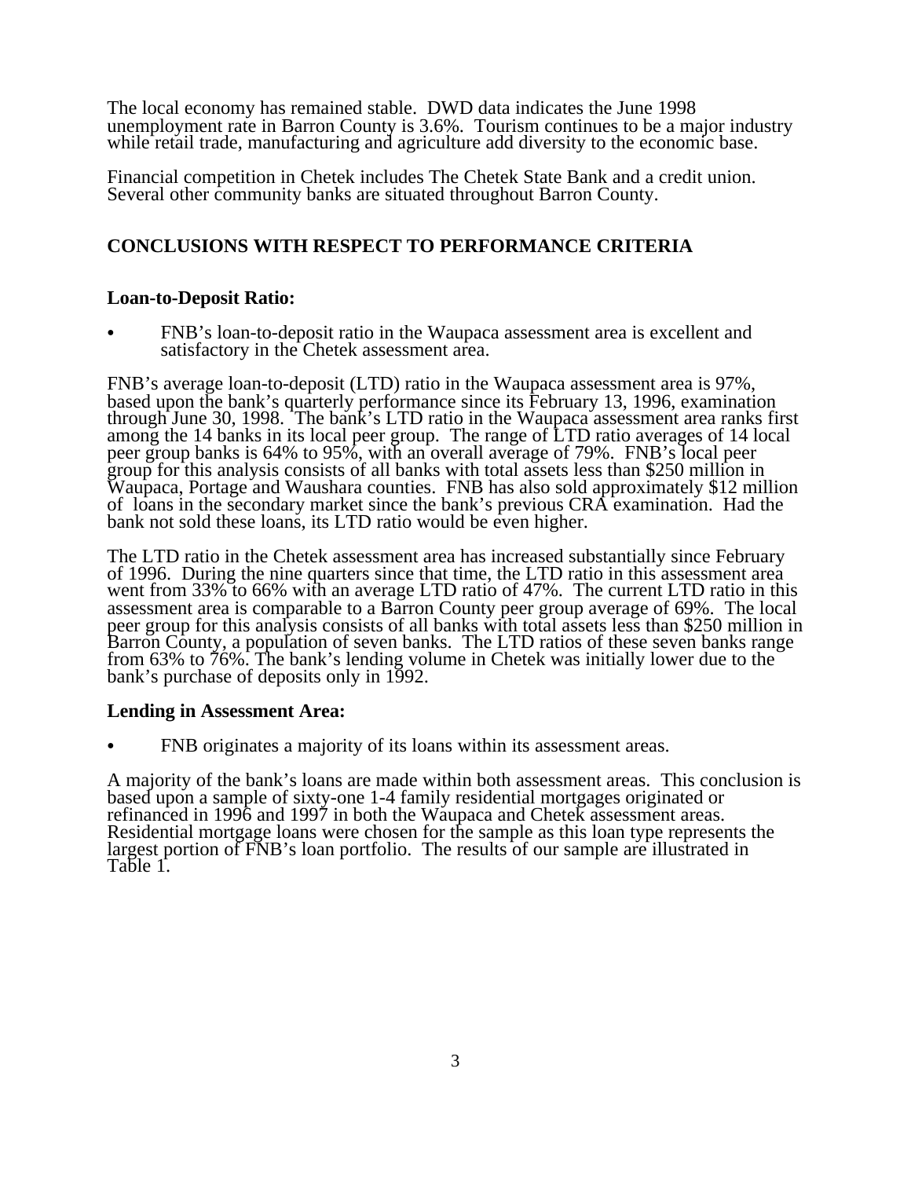The local economy has remained stable. DWD data indicates the June 1998 unemployment rate in Barron County is 3.6%. Tourism continues to be a major industry while retail trade, manufacturing and agriculture add diversity to the economic base.

Financial competition in Chetek includes The Chetek State Bank and a credit union. Several other community banks are situated throughout Barron County.

## CONCLUSIONS WITH RESPECT TO PERFORMANCE CRITERIA

### Loan-to-Deposit Ratio:

- FNB's loan-to-deposit ratio in the Waupaca assessment area is excellent and satisfactory in the Chetek assessment area.

FNB's average loan-to-deposit (LTD) ratio in the Waupaca assessment area is 97%, based upon the bank's quarterly performance since its February 13, 1996, examination through June 30, 1998. The bank's LTD ratio in the Waupaca assessment area ranks first among the 14 banks in its local peer group. The range of LTD ratio averages of 14 local peer group banks is 64% to 95%, with an overall average of 79%. FNB's local peer group for this analysis consists of all banks with total assets less than $250 million in Waupaca, Portage and Waushara counties. FNB has also sold approximately $12 million of loans in the secondary market since the bank's previous CRA examination. Had the bank not sold these loans, its LTD ratio would be even higher.

The LTD ratio in the Chetek assessment area has increased substantially since February of 1996. During the nine quarters since that time, the LTD ratio in this assessment area went from 33% to 66% with an average LTD ratio of 47%. The current LTD ratio in this assessment area is comparable to a Barron County peer group average of 69%. The local peer group for this analysis consists of all banks with total assets less than $250 million in Barron County, a population of seven banks. The LTD ratios of these seven banks range from 63% to 76%. The bank's lending volume in Chetek was initially lower due to the bank's purchase of deposits only in 1992.

### Lending in Assessment Area:

- FNB originates a majority of its loans within its assessment areas.

A majority of the bank's loans are made within both assessment areas. This conclusion is based upon a sample of sixty-one 1-4 family residential mortgages originated or refinanced in 1996 and 1997 in both the Waupaca and Chetek assessment areas. Residential mortgage loans were chosen for the sample as this loan type represents the largest portion of FNB's loan portfolio. The results of our sample are illustrated in Table 1.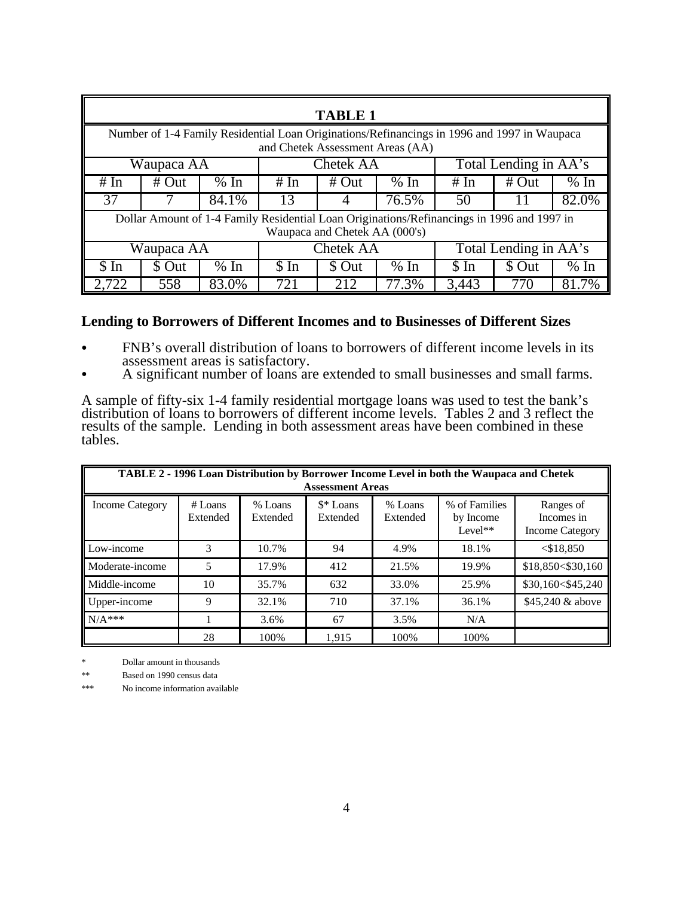| TABLE 1 | | | | | | | | |
|---|---|---|---|---|---|---|---|---|
| Number of 1-4 Family Residential Loan Originations/Refinancings in 1996 and 1997 in Waupaca and Chetek Assessment Areas (AA) | | | | | | | | |
| Waupaca AA | | | Chetek AA | | | Total Lending in AA's | | |
| # In | # Out | % In | # In | # Out | % In | # In | # Out | % In |
| 37 | 7 | 84.1% | 13 | 4 | 76.5% | 50 | 11 | 82.0% |
| Dollar Amount of 1-4 Family Residential Loan Originations/Refinancings in 1996 and 1997 in Waupaca and Chetek AA (000's) | | | | | | | | |
| Waupaca AA | | | Chetek AA | | | Total Lending in AA's | | |
| $ In | $ Out | % In | $ In | $ Out | % In | $ In | $ Out | % In |
| 2,722 | 558 | 83.0% | 721 | 212 | 77.3% | 3,443 | 770 | 81.7% |

### Lending to Borrowers of Different Incomes and to Businesses of Different Sizes

- FNB's overall distribution of loans to borrowers of different income levels in its assessment areas is satisfactory.
- A significant number of loans are extended to small businesses and small farms.

A sample of fifty-six 1-4 family residential mortgage loans was used to test the bank's distribution of loans to borrowers of different income levels. Tables 2 and 3 reflect the results of the sample. Lending in both assessment areas have been combined in these tables.

| TABLE 2 - 1996 Loan Distribution by Borrower Income Level in both the Waupaca and Chetek Assessment Areas | | | | | | |
|---|---|---|---|---|---|---|
| Income Category | # Loans Extended | % Loans Extended | $* Loans Extended | % Loans Extended | % of Families by Income Level** | Ranges of Incomes in Income Category |
| Low-income | 3 | 10.7% | 94 | 4.9% | 18.1% | <$18,850 |
| Moderate-income | 5 | 17.9% | 412 | 21.5% | 19.9% | $18,850<$30,160 |
| Middle-income | 10 | 35.7% | 632 | 33.0% | 25.9% | $30,160<$45,240 |
| Upper-income | 9 | 32.1% | 710 | 37.1% | 36.1% | $45,240 & above |
| N/A*** | 1 | 3.6% | 67 | 3.5% | N/A | |
| | 28 | 100% | 1,915 | 100% | 100% | |

\* Dollar amount in thousands

\** Based on 1990 census data

\*** No income information available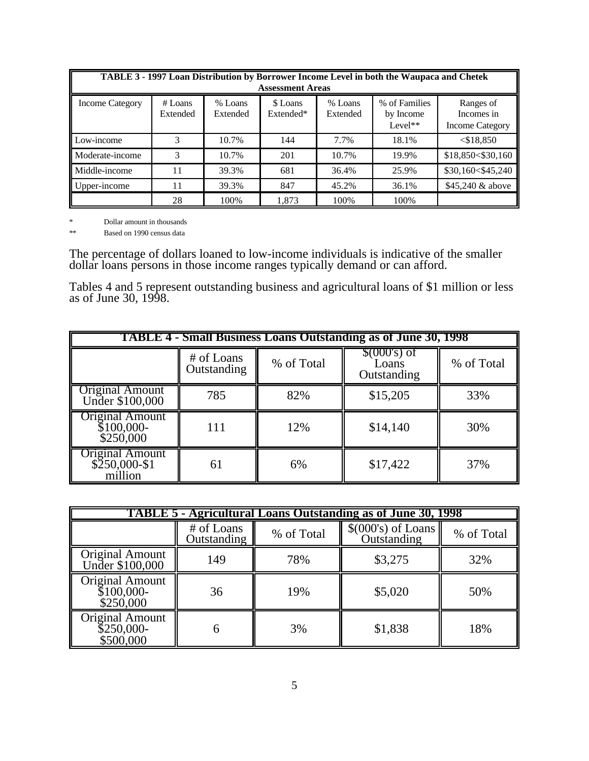| TABLE 3 - 1997 Loan Distribution by Borrower Income Level in both the Waupaca and Chetek Assessment Areas | | | | | | |
|---|---|---|---|---|---|---|
| Income Category | # Loans Extended | % Loans Extended | $ Loans Extended* | % Loans Extended | % of Families by Income Level** | Ranges of Incomes in Income Category |
| Low-income | 3 | 10.7% | 144 | 7.7% | 18.1% | <$18,850 |
| Moderate-income | 3 | 10.7% | 201 | 10.7% | 19.9% | $18,850<$30,160 |
| Middle-income | 11 | 39.3% | 681 | 36.4% | 25.9% | $30,160<$45,240 |
| Upper-income | 11 | 39.3% | 847 | 45.2% | 36.1% | $45,240 & above |
| | 28 | 100% | 1,873 | 100% | 100% | |

\* Dollar amount in thousands

\*\* Based on 1990 census data

The percentage of dollars loaned to low-income individuals is indicative of the smaller dollar loans persons in those income ranges typically demand or can afford.

Tables 4 and 5 represent outstanding business and agricultural loans of $1 million or less as of June 30, 1998.

| TABLE 4 - Small Business Loans Outstanding as of June 30, 1998 | | | | |
|---|---|---|---|---|
| | # of Loans Outstanding | % of Total | $(000's) of Loans Outstanding | % of Total |
| Original Amount Under $100,000 | 785 | 82% | $15,205 | 33% |
| Original Amount $100,000-$250,000 | 111 | 12% | $14,140 | 30% |
| Original Amount $250,000-$1 million | 61 | 6% | $17,422 | 37% |

| TABLE 5 - Agricultural Loans Outstanding as of June 30, 1998 | | | | |
|---|---|---|---|---|
| | # of Loans Outstanding | % of Total | $(000's) of Loans Outstanding | % of Total |
| Original Amount Under $100,000 | 149 | 78% | $3,275 | 32% |
| Original Amount $100,000-$250,000 | 36 | 19% | $5,020 | 50% |
| Original Amount $250,000-$500,000 | 6 | 3% | $1,838 | 18% |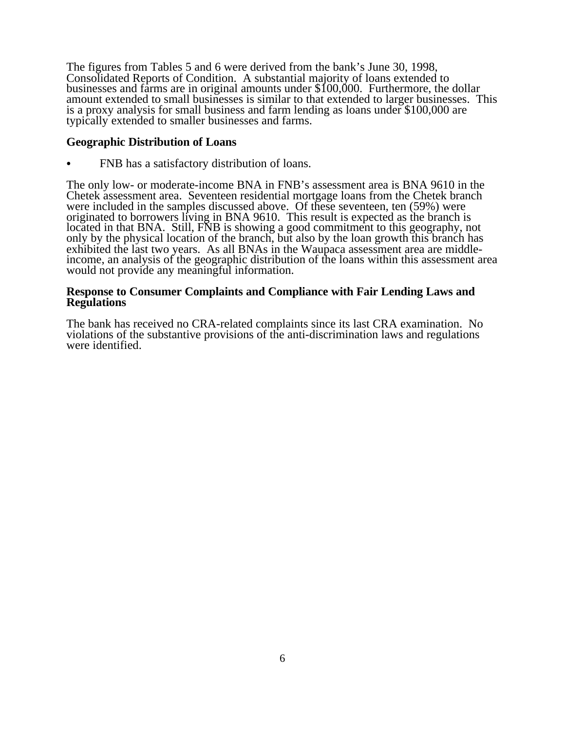The figures from Tables 5 and 6 were derived from the bank's June 30, 1998, Consolidated Reports of Condition. A substantial majority of loans extended to businesses and farms are in original amounts under $100,000. Furthermore, the dollar amount extended to small businesses is similar to that extended to larger businesses. This is a proxy analysis for small business and farm lending as loans under $100,000 are typically extended to smaller businesses and farms.

**Geographic Distribution of Loans**

- FNB has a satisfactory distribution of loans.

The only low- or moderate-income BNA in FNB's assessment area is BNA 9610 in the Chetek assessment area. Seventeen residential mortgage loans from the Chetek branch were included in the samples discussed above. Of these seventeen, ten (59%) were originated to borrowers living in BNA 9610. This result is expected as the branch is located in that BNA. Still, FNB is showing a good commitment to this geography, not only by the physical location of the branch, but also by the loan growth this branch has exhibited the last two years. As all BNAs in the Waupaca assessment area are middle-income, an analysis of the geographic distribution of the loans within this assessment area would not provide any meaningful information.

**Response to Consumer Complaints and Compliance with Fair Lending Laws and Regulations**

The bank has received no CRA-related complaints since its last CRA examination. No violations of the substantive provisions of the anti-discrimination laws and regulations were identified.